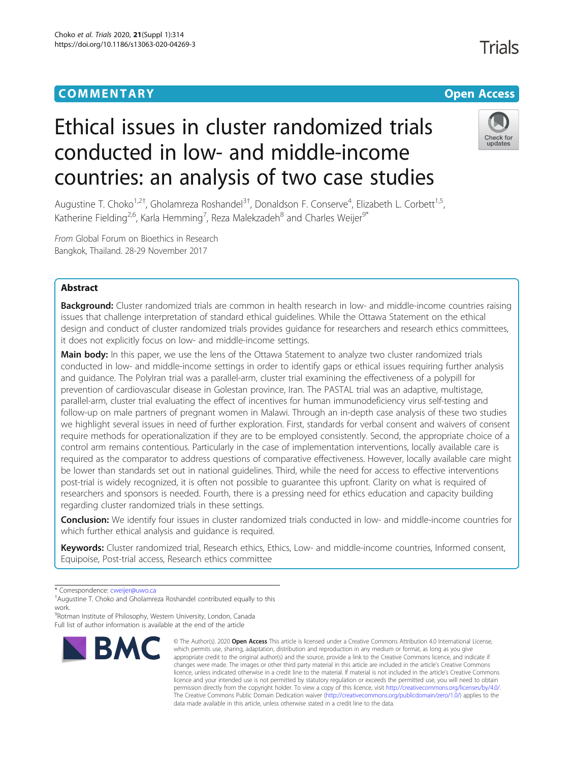COMMENTARY

Open Access

# Ethical issues in cluster randomized trials conducted in low- and middle-income countries: an analysis of two case studies

Augustine T. Choko[1,2†], Gholamreza Roshandel[3†], Donaldson F. Conserve[4], Elizabeth L. Corbett[1,5], Katherine Fielding[2,6], Karla Hemming[7], Reza Malekzadeh[8] and Charles Weijer[9*]

*From* Global Forum on Bioethics in Research
Bangkok, Thailand. 28-29 November 2017

## Abstract

**Background:** Cluster randomized trials are common in health research in low- and middle-income countries raising issues that challenge interpretation of standard ethical guidelines. While the Ottawa Statement on the ethical design and conduct of cluster randomized trials provides guidance for researchers and research ethics committees, it does not explicitly focus on low- and middle-income settings.

**Main body:** In this paper, we use the lens of the Ottawa Statement to analyze two cluster randomized trials conducted in low- and middle-income settings in order to identify gaps or ethical issues requiring further analysis and guidance. The PolyIran trial was a parallel-arm, cluster trial examining the effectiveness of a polypill for prevention of cardiovascular disease in Golestan province, Iran. The PASTAL trial was an adaptive, multistage, parallel-arm, cluster trial evaluating the effect of incentives for human immunodeficiency virus self-testing and follow-up on male partners of pregnant women in Malawi. Through an in-depth case analysis of these two studies we highlight several issues in need of further exploration. First, standards for verbal consent and waivers of consent require methods for operationalization if they are to be employed consistently. Second, the appropriate choice of a control arm remains contentious. Particularly in the case of implementation interventions, locally available care is required as the comparator to address questions of comparative effectiveness. However, locally available care might be lower than standards set out in national guidelines. Third, while the need for access to effective interventions post-trial is widely recognized, it is often not possible to guarantee this upfront. Clarity on what is required of researchers and sponsors is needed. Fourth, there is a pressing need for ethics education and capacity building regarding cluster randomized trials in these settings.

**Conclusion:** We identify four issues in cluster randomized trials conducted in low- and middle-income countries for which further ethical analysis and guidance is required.

**Keywords:** Cluster randomized trial, Research ethics, Ethics, Low- and middle-income countries, Informed consent, Equipoise, Post-trial access, Research ethics committee

\* Correspondence: cweijer@uwo.ca
†Augustine T. Choko and Gholamreza Roshandel contributed equally to this work.
[9]Rotman Institute of Philosophy, Western University, London, Canada
Full list of author information is available at the end of the article

© The Author(s). 2020 **Open Access** This article is licensed under a Creative Commons Attribution 4.0 International License, which permits use, sharing, adaptation, distribution and reproduction in any medium or format, as long as you give appropriate credit to the original author(s) and the source, provide a link to the Creative Commons licence, and indicate if changes were made. The images or other third party material in this article are included in the article's Creative Commons licence, unless indicated otherwise in a credit line to the material. If material is not included in the article's Creative Commons licence and your intended use is not permitted by statutory regulation or exceeds the permitted use, you will need to obtain permission directly from the copyright holder. To view a copy of this licence, visit http://creativecommons.org/licenses/by/4.0/. The Creative Commons Public Domain Dedication waiver (http://creativecommons.org/publicdomain/zero/1.0/) applies to the data made available in this article, unless otherwise stated in a credit line to the data.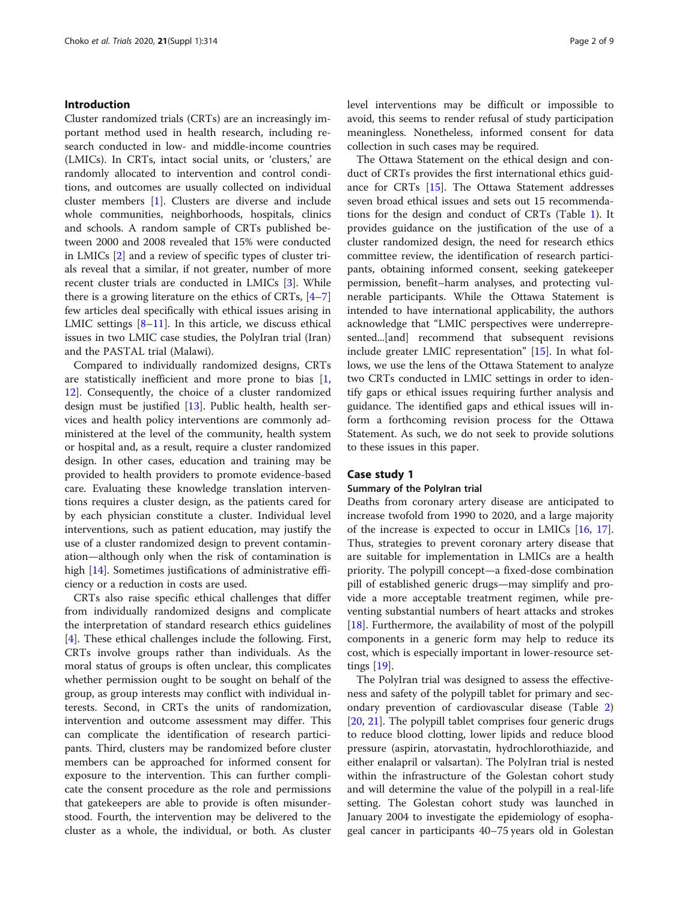## Introduction

Cluster randomized trials (CRTs) are an increasingly important method used in health research, including research conducted in low- and middle-income countries (LMICs). In CRTs, intact social units, or 'clusters,' are randomly allocated to intervention and control conditions, and outcomes are usually collected on individual cluster members [1]. Clusters are diverse and include whole communities, neighborhoods, hospitals, clinics and schools. A random sample of CRTs published between 2000 and 2008 revealed that 15% were conducted in LMICs [2] and a review of specific types of cluster trials reveal that a similar, if not greater, number of more recent cluster trials are conducted in LMICs [3]. While there is a growing literature on the ethics of CRTs, [4–7] few articles deal specifically with ethical issues arising in LMIC settings [8–11]. In this article, we discuss ethical issues in two LMIC case studies, the PolyIran trial (Iran) and the PASTAL trial (Malawi).

Compared to individually randomized designs, CRTs are statistically inefficient and more prone to bias [1, 12]. Consequently, the choice of a cluster randomized design must be justified [13]. Public health, health services and health policy interventions are commonly administered at the level of the community, health system or hospital and, as a result, require a cluster randomized design. In other cases, education and training may be provided to health providers to promote evidence-based care. Evaluating these knowledge translation interventions requires a cluster design, as the patients cared for by each physician constitute a cluster. Individual level interventions, such as patient education, may justify the use of a cluster randomized design to prevent contamination—although only when the risk of contamination is high [14]. Sometimes justifications of administrative efficiency or a reduction in costs are used.

CRTs also raise specific ethical challenges that differ from individually randomized designs and complicate the interpretation of standard research ethics guidelines [4]. These ethical challenges include the following. First, CRTs involve groups rather than individuals. As the moral status of groups is often unclear, this complicates whether permission ought to be sought on behalf of the group, as group interests may conflict with individual interests. Second, in CRTs the units of randomization, intervention and outcome assessment may differ. This can complicate the identification of research participants. Third, clusters may be randomized before cluster members can be approached for informed consent for exposure to the intervention. This can further complicate the consent procedure as the role and permissions that gatekeepers are able to provide is often misunderstood. Fourth, the intervention may be delivered to the cluster as a whole, the individual, or both. As cluster level interventions may be difficult or impossible to avoid, this seems to render refusal of study participation meaningless. Nonetheless, informed consent for data collection in such cases may be required.

The Ottawa Statement on the ethical design and conduct of CRTs provides the first international ethics guidance for CRTs [15]. The Ottawa Statement addresses seven broad ethical issues and sets out 15 recommendations for the design and conduct of CRTs (Table 1). It provides guidance on the justification of the use of a cluster randomized design, the need for research ethics committee review, the identification of research participants, obtaining informed consent, seeking gatekeeper permission, benefit–harm analyses, and protecting vulnerable participants. While the Ottawa Statement is intended to have international applicability, the authors acknowledge that "LMIC perspectives were underrepresented...[and] recommend that subsequent revisions include greater LMIC representation" [15]. In what follows, we use the lens of the Ottawa Statement to analyze two CRTs conducted in LMIC settings in order to identify gaps or ethical issues requiring further analysis and guidance. The identified gaps and ethical issues will inform a forthcoming revision process for the Ottawa Statement. As such, we do not seek to provide solutions to these issues in this paper.

## Case study 1

### Summary of the PolyIran trial

Deaths from coronary artery disease are anticipated to increase twofold from 1990 to 2020, and a large majority of the increase is expected to occur in LMICs [16, 17]. Thus, strategies to prevent coronary artery disease that are suitable for implementation in LMICs are a health priority. The polypill concept—a fixed-dose combination pill of established generic drugs—may simplify and provide a more acceptable treatment regimen, while preventing substantial numbers of heart attacks and strokes [18]. Furthermore, the availability of most of the polypill components in a generic form may help to reduce its cost, which is especially important in lower-resource settings [19].

The PolyIran trial was designed to assess the effectiveness and safety of the polypill tablet for primary and secondary prevention of cardiovascular disease (Table 2) [20, 21]. The polypill tablet comprises four generic drugs to reduce blood clotting, lower lipids and reduce blood pressure (aspirin, atorvastatin, hydrochlorothiazide, and either enalapril or valsartan). The PolyIran trial is nested within the infrastructure of the Golestan cohort study and will determine the value of the polypill in a real-life setting. The Golestan cohort study was launched in January 2004 to investigate the epidemiology of esophageal cancer in participants 40–75 years old in Golestan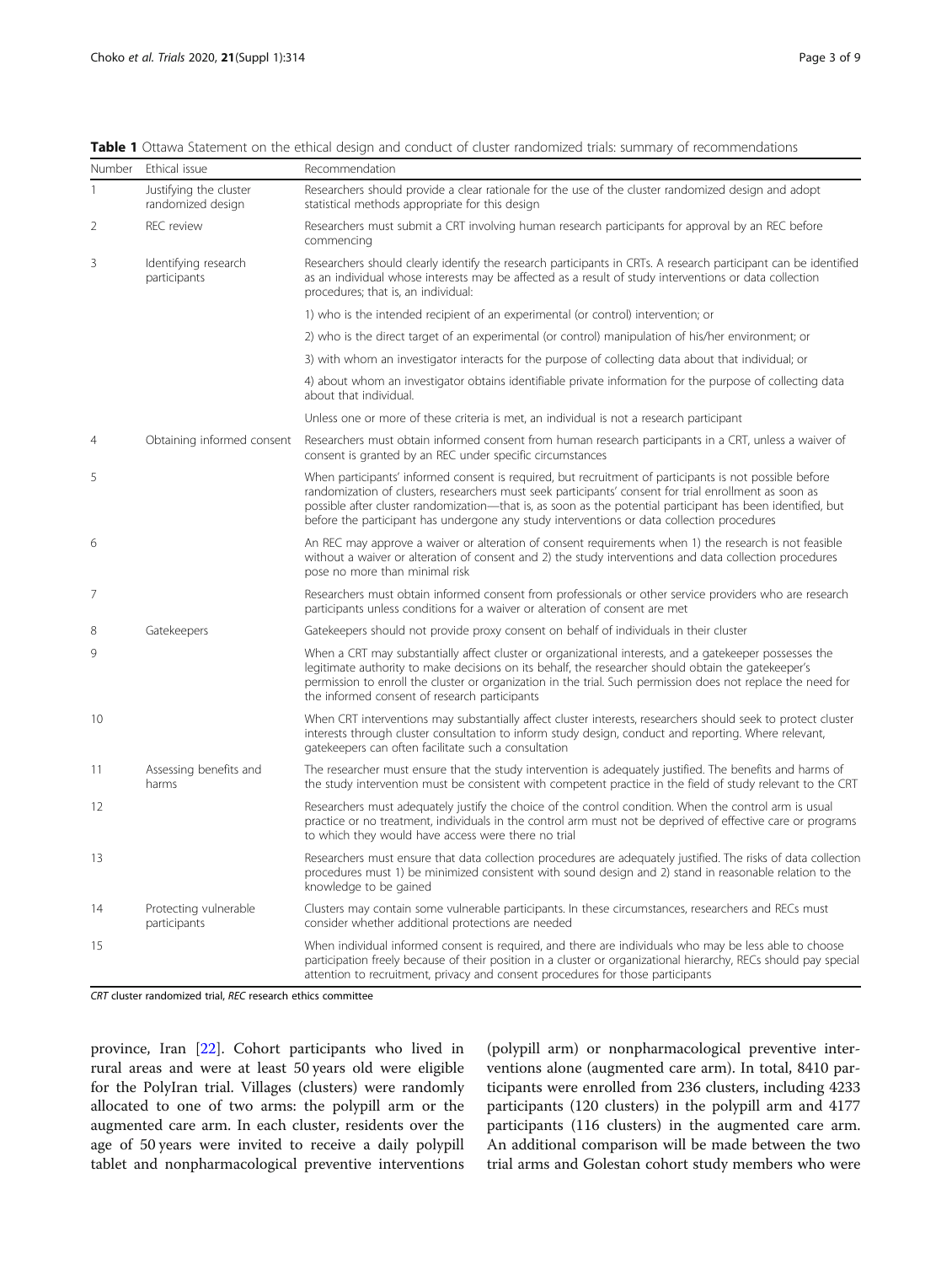**Table 1** Ottawa Statement on the ethical design and conduct of cluster randomized trials: summary of recommendations

| Number | Ethical issue | Recommendation |
| --- | --- | --- |
| 1 | Justifying the cluster randomized design | Researchers should provide a clear rationale for the use of the cluster randomized design and adopt statistical methods appropriate for this design |
| 2 | REC review | Researchers must submit a CRT involving human research participants for approval by an REC before commencing |
| 3 | Identifying research participants | Researchers should clearly identify the research participants in CRTs. A research participant can be identified as an individual whose interests may be affected as a result of study interventions or data collection procedures; that is, an individual: |
| | | 1) who is the intended recipient of an experimental (or control) intervention; or |
| | | 2) who is the direct target of an experimental (or control) manipulation of his/her environment; or |
| | | 3) with whom an investigator interacts for the purpose of collecting data about that individual; or |
| | | 4) about whom an investigator obtains identifiable private information for the purpose of collecting data about that individual. |
| | | Unless one or more of these criteria is met, an individual is not a research participant |
| 4 | Obtaining informed consent | Researchers must obtain informed consent from human research participants in a CRT, unless a waiver of consent is granted by an REC under specific circumstances |
| 5 | | When participants' informed consent is required, but recruitment of participants is not possible before randomization of clusters, researchers must seek participants' consent for trial enrollment as soon as possible after cluster randomization—that is, as soon as the potential participant has been identified, but before the participant has undergone any study interventions or data collection procedures |
| 6 | | An REC may approve a waiver or alteration of consent requirements when 1) the research is not feasible without a waiver or alteration of consent and 2) the study interventions and data collection procedures pose no more than minimal risk |
| 7 | | Researchers must obtain informed consent from professionals or other service providers who are research participants unless conditions for a waiver or alteration of consent are met |
| 8 | Gatekeepers | Gatekeepers should not provide proxy consent on behalf of individuals in their cluster |
| 9 | | When a CRT may substantially affect cluster or organizational interests, and a gatekeeper possesses the legitimate authority to make decisions on its behalf, the researcher should obtain the gatekeeper's permission to enroll the cluster or organization in the trial. Such permission does not replace the need for the informed consent of research participants |
| 10 | | When CRT interventions may substantially affect cluster interests, researchers should seek to protect cluster interests through cluster consultation to inform study design, conduct and reporting. Where relevant, gatekeepers can often facilitate such a consultation |
| 11 | Assessing benefits and harms | The researcher must ensure that the study intervention is adequately justified. The benefits and harms of the study intervention must be consistent with competent practice in the field of study relevant to the CRT |
| 12 | | Researchers must adequately justify the choice of the control condition. When the control arm is usual practice or no treatment, individuals in the control arm must not be deprived of effective care or programs to which they would have access were there no trial |
| 13 | | Researchers must ensure that data collection procedures are adequately justified. The risks of data collection procedures must 1) be minimized consistent with sound design and 2) stand in reasonable relation to the knowledge to be gained |
| 14 | Protecting vulnerable participants | Clusters may contain some vulnerable participants. In these circumstances, researchers and RECs must consider whether additional protections are needed |
| 15 | | When individual informed consent is required, and there are individuals who may be less able to choose participation freely because of their position in a cluster or organizational hierarchy, RECs should pay special attention to recruitment, privacy and consent procedures for those participants |

*CRT* cluster randomized trial, *REC* research ethics committee

province, Iran [22]. Cohort participants who lived in rural areas and were at least 50 years old were eligible for the PolyIran trial. Villages (clusters) were randomly allocated to one of two arms: the polypill arm or the augmented care arm. In each cluster, residents over the age of 50 years were invited to receive a daily polypill tablet and nonpharmacological preventive interventions (polypill arm) or nonpharmacological preventive interventions alone (augmented care arm). In total, 8410 participants were enrolled from 236 clusters, including 4233 participants (120 clusters) in the polypill arm and 4177 participants (116 clusters) in the augmented care arm. An additional comparison will be made between the two trial arms and Golestan cohort study members who were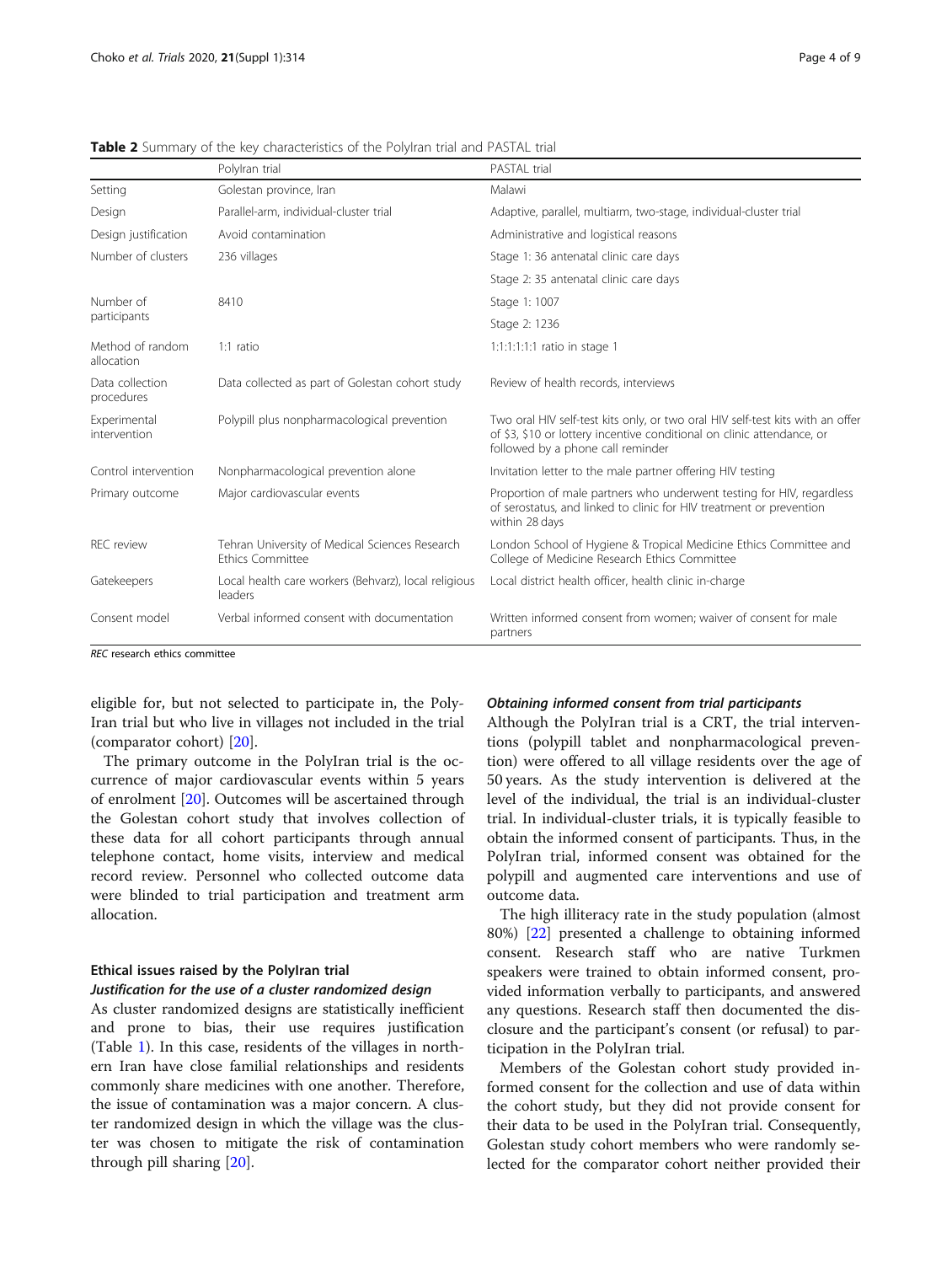**Table 2** Summary of the key characteristics of the PolyIran trial and PASTAL trial

| | PolyIran trial | PASTAL trial |
|---|---|---|
| Setting | Golestan province, Iran | Malawi |
| Design | Parallel-arm, individual-cluster trial | Adaptive, parallel, multiarm, two-stage, individual-cluster trial |
| Design justification | Avoid contamination | Administrative and logistical reasons |
| Number of clusters | 236 villages | Stage 1: 36 antenatal clinic care days |
| | | Stage 2: 35 antenatal clinic care days |
| Number of participants | 8410 | Stage 1: 1007 |
| | | Stage 2: 1236 |
| Method of random allocation | 1:1 ratio | 1:1:1:1:1:1 ratio in stage 1 |
| Data collection procedures | Data collected as part of Golestan cohort study | Review of health records, interviews |
| Experimental intervention | Polypill plus nonpharmacological prevention | Two oral HIV self-test kits only, or two oral HIV self-test kits with an offer of \$3, \$10 or lottery incentive conditional on clinic attendance, or followed by a phone call reminder |
| Control intervention | Nonpharmacological prevention alone | Invitation letter to the male partner offering HIV testing |
| Primary outcome | Major cardiovascular events | Proportion of male partners who underwent testing for HIV, regardless of serostatus, and linked to clinic for HIV treatment or prevention within 28 days |
| REC review | Tehran University of Medical Sciences Research Ethics Committee | London School of Hygiene & Tropical Medicine Ethics Committee and College of Medicine Research Ethics Committee |
| Gatekeepers | Local health care workers (Behvarz), local religious leaders | Local district health officer, health clinic in-charge |
| Consent model | Verbal informed consent with documentation | Written informed consent from women; waiver of consent for male partners |

*REC* research ethics committee

eligible for, but not selected to participate in, the PolyIran trial but who live in villages not included in the trial (comparator cohort) [20].

The primary outcome in the PolyIran trial is the occurrence of major cardiovascular events within 5 years of enrolment [20]. Outcomes will be ascertained through the Golestan cohort study that involves collection of these data for all cohort participants through annual telephone contact, home visits, interview and medical record review. Personnel who collected outcome data were blinded to trial participation and treatment arm allocation.

### Ethical issues raised by the PolyIran trial

#### *Justification for the use of a cluster randomized design*

As cluster randomized designs are statistically inefficient and prone to bias, their use requires justification (Table 1). In this case, residents of the villages in northern Iran have close familial relationships and residents commonly share medicines with one another. Therefore, the issue of contamination was a major concern. A cluster randomized design in which the village was the cluster was chosen to mitigate the risk of contamination through pill sharing [20].

#### *Obtaining informed consent from trial participants*

Although the PolyIran trial is a CRT, the trial interventions (polypill tablet and nonpharmacological prevention) were offered to all village residents over the age of 50 years. As the study intervention is delivered at the level of the individual, the trial is an individual-cluster trial. In individual-cluster trials, it is typically feasible to obtain the informed consent of participants. Thus, in the PolyIran trial, informed consent was obtained for the polypill and augmented care interventions and use of outcome data.

The high illiteracy rate in the study population (almost 80%) [22] presented a challenge to obtaining informed consent. Research staff who are native Turkmen speakers were trained to obtain informed consent, provided information verbally to participants, and answered any questions. Research staff then documented the disclosure and the participant's consent (or refusal) to participation in the PolyIran trial.

Members of the Golestan cohort study provided informed consent for the collection and use of data within the cohort study, but they did not provide consent for their data to be used in the PolyIran trial. Consequently, Golestan study cohort members who were randomly selected for the comparator cohort neither provided their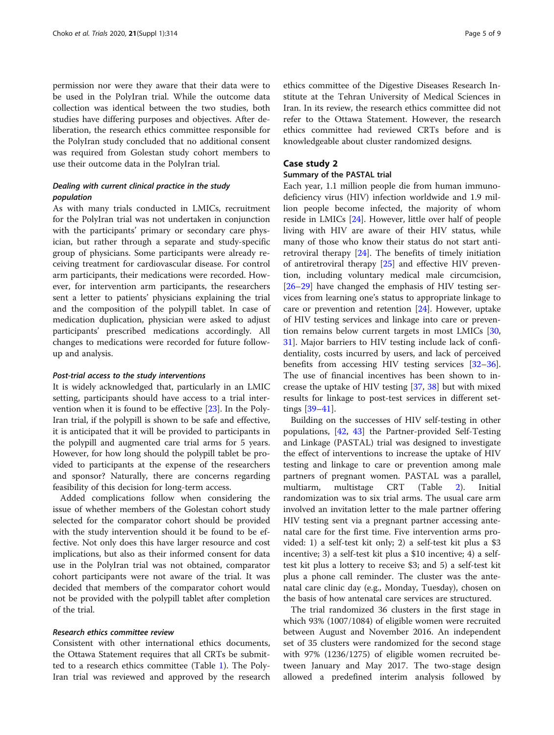permission nor were they aware that their data were to be used in the PolyIran trial. While the outcome data collection was identical between the two studies, both studies have differing purposes and objectives. After deliberation, the research ethics committee responsible for the PolyIran study concluded that no additional consent was required from Golestan study cohort members to use their outcome data in the PolyIran trial.

#### *Dealing with current clinical practice in the study population*

As with many trials conducted in LMICs, recruitment for the PolyIran trial was not undertaken in conjunction with the participants' primary or secondary care physician, but rather through a separate and study-specific group of physicians. Some participants were already receiving treatment for cardiovascular disease. For control arm participants, their medications were recorded. However, for intervention arm participants, the researchers sent a letter to patients' physicians explaining the trial and the composition of the polypill tablet. In case of medication duplication, physician were asked to adjust participants' prescribed medications accordingly. All changes to medications were recorded for future follow-up and analysis.

#### *Post-trial access to the study interventions*

It is widely acknowledged that, particularly in an LMIC setting, participants should have access to a trial intervention when it is found to be effective [23]. In the PolyIran trial, if the polypill is shown to be safe and effective, it is anticipated that it will be provided to participants in the polypill and augmented care trial arms for 5 years. However, for how long should the polypill tablet be provided to participants at the expense of the researchers and sponsor? Naturally, there are concerns regarding feasibility of this decision for long-term access.

Added complications follow when considering the issue of whether members of the Golestan cohort study selected for the comparator cohort should be provided with the study intervention should it be found to be effective. Not only does this have larger resource and cost implications, but also as their informed consent for data use in the PolyIran trial was not obtained, comparator cohort participants were not aware of the trial. It was decided that members of the comparator cohort would not be provided with the polypill tablet after completion of the trial.

#### *Research ethics committee review*

Consistent with other international ethics documents, the Ottawa Statement requires that all CRTs be submitted to a research ethics committee (Table 1). The PolyIran trial was reviewed and approved by the research ethics committee of the Digestive Diseases Research Institute at the Tehran University of Medical Sciences in Iran. In its review, the research ethics committee did not refer to the Ottawa Statement. However, the research ethics committee had reviewed CRTs before and is knowledgeable about cluster randomized designs.

## Case study 2

### Summary of the PASTAL trial

Each year, 1.1 million people die from human immunodeficiency virus (HIV) infection worldwide and 1.9 million people become infected, the majority of whom reside in LMICs [24]. However, little over half of people living with HIV are aware of their HIV status, while many of those who know their status do not start antiretroviral therapy [24]. The benefits of timely initiation of antiretroviral therapy [25] and effective HIV prevention, including voluntary medical male circumcision, [26–29] have changed the emphasis of HIV testing services from learning one's status to appropriate linkage to care or prevention and retention [24]. However, uptake of HIV testing services and linkage into care or prevention remains below current targets in most LMICs [30, 31]. Major barriers to HIV testing include lack of confidentiality, costs incurred by users, and lack of perceived benefits from accessing HIV testing services [32–36]. The use of financial incentives has been shown to increase the uptake of HIV testing [37, 38] but with mixed results for linkage to post-test services in different settings [39–41].

Building on the successes of HIV self-testing in other populations, [42, 43] the Partner-provided Self-Testing and Linkage (PASTAL) trial was designed to investigate the effect of interventions to increase the uptake of HIV testing and linkage to care or prevention among male partners of pregnant women. PASTAL was a parallel, multiarm, multistage CRT (Table 2). Initial randomization was to six trial arms. The usual care arm involved an invitation letter to the male partner offering HIV testing sent via a pregnant partner accessing antenatal care for the first time. Five intervention arms provided: 1) a self-test kit only; 2) a self-test kit plus a $3 incentive; 3) a self-test kit plus a $10 incentive; 4) a self-test kit plus a lottery to receive $3; and 5) a self-test kit plus a phone call reminder. The cluster was the antenatal care clinic day (e.g., Monday, Tuesday), chosen on the basis of how antenatal care services are structured.

The trial randomized 36 clusters in the first stage in which 93% (1007/1084) of eligible women were recruited between August and November 2016. An independent set of 35 clusters were randomized for the second stage with 97% (1236/1275) of eligible women recruited between January and May 2017. The two-stage design allowed a predefined interim analysis followed by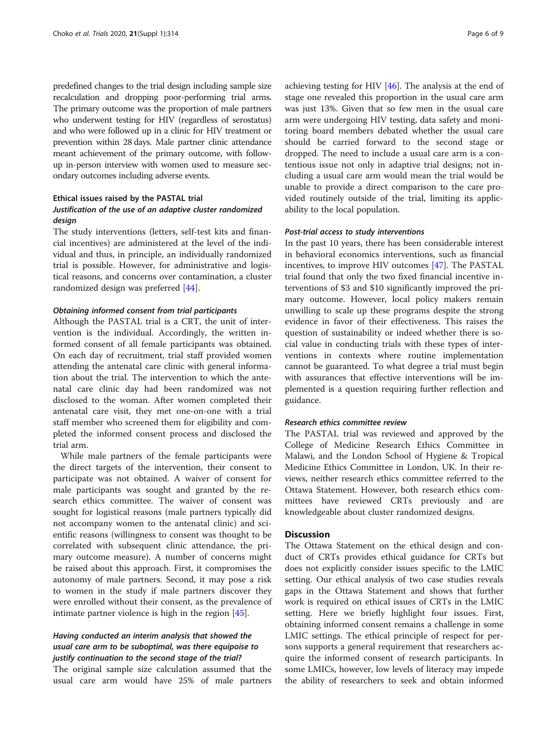predefined changes to the trial design including sample size recalculation and dropping poor-performing trial arms. The primary outcome was the proportion of male partners who underwent testing for HIV (regardless of serostatus) and who were followed up in a clinic for HIV treatment or prevention within 28 days. Male partner clinic attendance meant achievement of the primary outcome, with follow-up in-person interview with women used to measure secondary outcomes including adverse events.

### Ethical issues raised by the PASTAL trial

#### *Justification of the use of an adaptive cluster randomized design*

The study interventions (letters, self-test kits and financial incentives) are administered at the level of the individual and thus, in principle, an individually randomized trial is possible. However, for administrative and logistical reasons, and concerns over contamination, a cluster randomized design was preferred [44].

#### *Obtaining informed consent from trial participants*

Although the PASTAL trial is a CRT, the unit of intervention is the individual. Accordingly, the written informed consent of all female participants was obtained. On each day of recruitment, trial staff provided women attending the antenatal care clinic with general information about the trial. The intervention to which the antenatal care clinic day had been randomized was not disclosed to the woman. After women completed their antenatal care visit, they met one-on-one with a trial staff member who screened them for eligibility and completed the informed consent process and disclosed the trial arm.

While male partners of the female participants were the direct targets of the intervention, their consent to participate was not obtained. A waiver of consent for male participants was sought and granted by the research ethics committee. The waiver of consent was sought for logistical reasons (male partners typically did not accompany women to the antenatal clinic) and scientific reasons (willingness to consent was thought to be correlated with subsequent clinic attendance, the primary outcome measure). A number of concerns might be raised about this approach. First, it compromises the autonomy of male partners. Second, it may pose a risk to women in the study if male partners discover they were enrolled without their consent, as the prevalence of intimate partner violence is high in the region [45].

#### *Having conducted an interim analysis that showed the usual care arm to be suboptimal, was there equipoise to justify continuation to the second stage of the trial?*

The original sample size calculation assumed that the usual care arm would have 25% of male partners achieving testing for HIV [46]. The analysis at the end of stage one revealed this proportion in the usual care arm was just 13%. Given that so few men in the usual care arm were undergoing HIV testing, data safety and monitoring board members debated whether the usual care should be carried forward to the second stage or dropped. The need to include a usual care arm is a contentious issue not only in adaptive trial designs; not including a usual care arm would mean the trial would be unable to provide a direct comparison to the care provided routinely outside of the trial, limiting its applicability to the local population.

#### *Post-trial access to study interventions*

In the past 10 years, there has been considerable interest in behavioral economics interventions, such as financial incentives, to improve HIV outcomes [47]. The PASTAL trial found that only the two fixed financial incentive interventions of $3 and $10 significantly improved the primary outcome. However, local policy makers remain unwilling to scale up these programs despite the strong evidence in favor of their effectiveness. This raises the question of sustainability or indeed whether there is social value in conducting trials with these types of interventions in contexts where routine implementation cannot be guaranteed. To what degree a trial must begin with assurances that effective interventions will be implemented is a question requiring further reflection and guidance.

#### *Research ethics committee review*

The PASTAL trial was reviewed and approved by the College of Medicine Research Ethics Committee in Malawi, and the London School of Hygiene & Tropical Medicine Ethics Committee in London, UK. In their reviews, neither research ethics committee referred to the Ottawa Statement. However, both research ethics committees have reviewed CRTs previously and are knowledgeable about cluster randomized designs.

## Discussion

The Ottawa Statement on the ethical design and conduct of CRTs provides ethical guidance for CRTs but does not explicitly consider issues specific to the LMIC setting. Our ethical analysis of two case studies reveals gaps in the Ottawa Statement and shows that further work is required on ethical issues of CRTs in the LMIC setting. Here we briefly highlight four issues. First, obtaining informed consent remains a challenge in some LMIC settings. The ethical principle of respect for persons supports a general requirement that researchers acquire the informed consent of research participants. In some LMICs, however, low levels of literacy may impede the ability of researchers to seek and obtain informed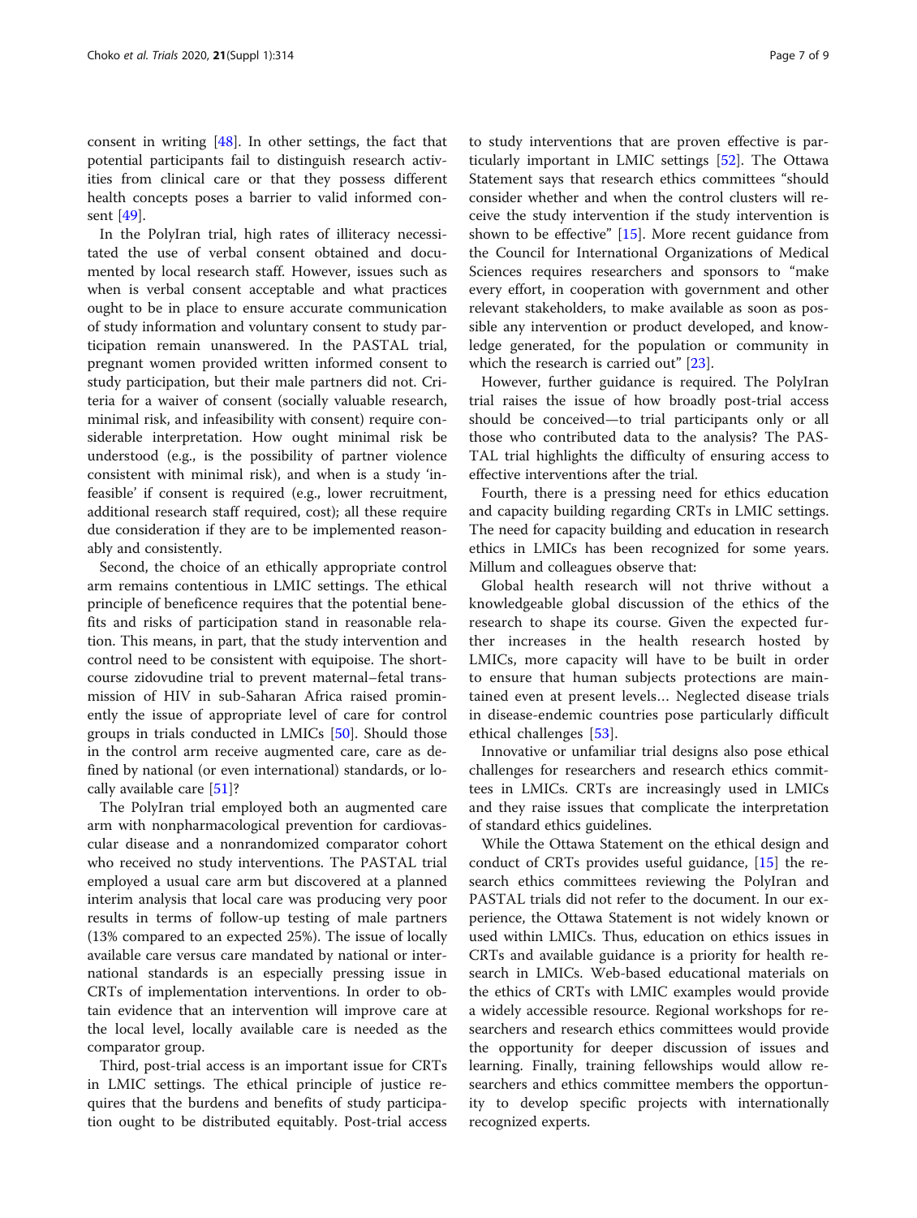consent in writing [48]. In other settings, the fact that potential participants fail to distinguish research activities from clinical care or that they possess different health concepts poses a barrier to valid informed consent [49].

In the PolyIran trial, high rates of illiteracy necessitated the use of verbal consent obtained and documented by local research staff. However, issues such as when is verbal consent acceptable and what practices ought to be in place to ensure accurate communication of study information and voluntary consent to study participation remain unanswered. In the PASTAL trial, pregnant women provided written informed consent to study participation, but their male partners did not. Criteria for a waiver of consent (socially valuable research, minimal risk, and infeasibility with consent) require considerable interpretation. How ought minimal risk be understood (e.g., is the possibility of partner violence consistent with minimal risk), and when is a study 'infeasible' if consent is required (e.g., lower recruitment, additional research staff required, cost); all these require due consideration if they are to be implemented reasonably and consistently.

Second, the choice of an ethically appropriate control arm remains contentious in LMIC settings. The ethical principle of beneficence requires that the potential benefits and risks of participation stand in reasonable relation. This means, in part, that the study intervention and control need to be consistent with equipoise. The short-course zidovudine trial to prevent maternal–fetal transmission of HIV in sub-Saharan Africa raised prominently the issue of appropriate level of care for control groups in trials conducted in LMICs [50]. Should those in the control arm receive augmented care, care as defined by national (or even international) standards, or locally available care [51]?

The PolyIran trial employed both an augmented care arm with nonpharmacological prevention for cardiovascular disease and a nonrandomized comparator cohort who received no study interventions. The PASTAL trial employed a usual care arm but discovered at a planned interim analysis that local care was producing very poor results in terms of follow-up testing of male partners (13% compared to an expected 25%). The issue of locally available care versus care mandated by national or international standards is an especially pressing issue in CRTs of implementation interventions. In order to obtain evidence that an intervention will improve care at the local level, locally available care is needed as the comparator group.

Third, post-trial access is an important issue for CRTs in LMIC settings. The ethical principle of justice requires that the burdens and benefits of study participation ought to be distributed equitably. Post-trial access to study interventions that are proven effective is particularly important in LMIC settings [52]. The Ottawa Statement says that research ethics committees "should consider whether and when the control clusters will receive the study intervention if the study intervention is shown to be effective" [15]. More recent guidance from the Council for International Organizations of Medical Sciences requires researchers and sponsors to "make every effort, in cooperation with government and other relevant stakeholders, to make available as soon as possible any intervention or product developed, and knowledge generated, for the population or community in which the research is carried out" [23].

However, further guidance is required. The PolyIran trial raises the issue of how broadly post-trial access should be conceived—to trial participants only or all those who contributed data to the analysis? The PASTAL trial highlights the difficulty of ensuring access to effective interventions after the trial.

Fourth, there is a pressing need for ethics education and capacity building regarding CRTs in LMIC settings. The need for capacity building and education in research ethics in LMICs has been recognized for some years. Millum and colleagues observe that:

Global health research will not thrive without a knowledgeable global discussion of the ethics of the research to shape its course. Given the expected further increases in the health research hosted by LMICs, more capacity will have to be built in order to ensure that human subjects protections are maintained even at present levels… Neglected disease trials in disease-endemic countries pose particularly difficult ethical challenges [53].

Innovative or unfamiliar trial designs also pose ethical challenges for researchers and research ethics committees in LMICs. CRTs are increasingly used in LMICs and they raise issues that complicate the interpretation of standard ethics guidelines.

While the Ottawa Statement on the ethical design and conduct of CRTs provides useful guidance, [15] the research ethics committees reviewing the PolyIran and PASTAL trials did not refer to the document. In our experience, the Ottawa Statement is not widely known or used within LMICs. Thus, education on ethics issues in CRTs and available guidance is a priority for health research in LMICs. Web-based educational materials on the ethics of CRTs with LMIC examples would provide a widely accessible resource. Regional workshops for researchers and research ethics committees would provide the opportunity for deeper discussion of issues and learning. Finally, training fellowships would allow researchers and ethics committee members the opportunity to develop specific projects with internationally recognized experts.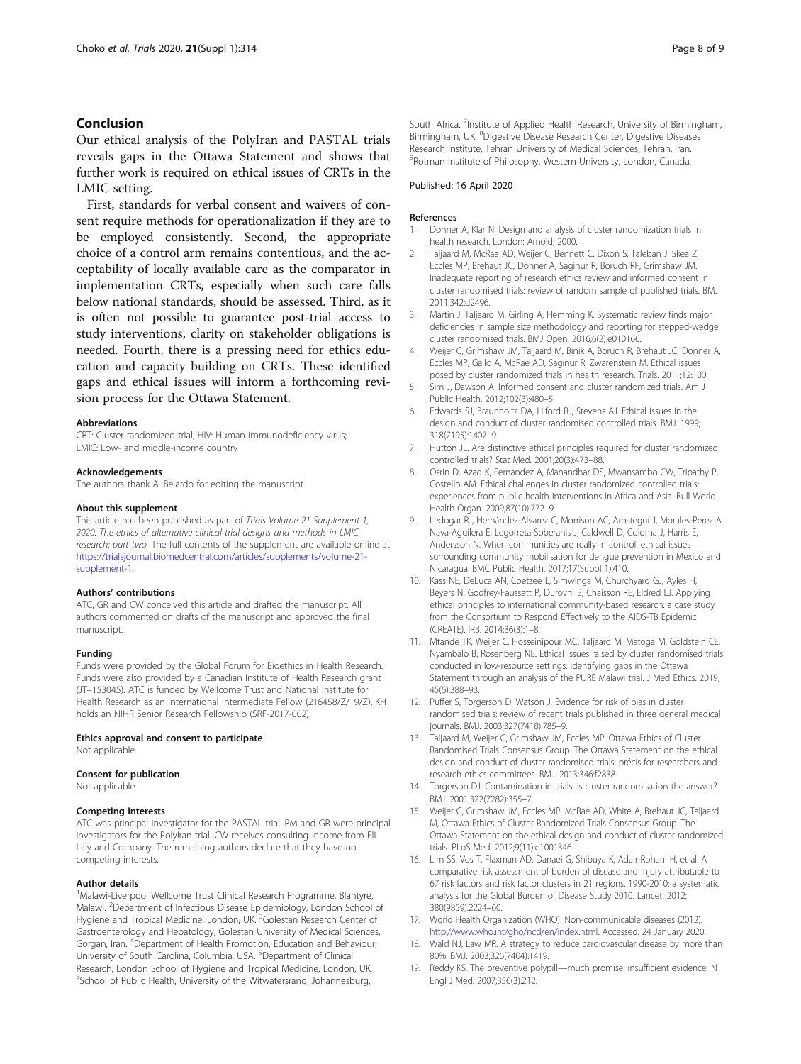## Conclusion

Our ethical analysis of the PolyIran and PASTAL trials reveals gaps in the Ottawa Statement and shows that further work is required on ethical issues of CRTs in the LMIC setting.

First, standards for verbal consent and waivers of consent require methods for operationalization if they are to be employed consistently. Second, the appropriate choice of a control arm remains contentious, and the acceptability of locally available care as the comparator in implementation CRTs, especially when such care falls below national standards, should be assessed. Third, as it is often not possible to guarantee post-trial access to study interventions, clarity on stakeholder obligations is needed. Fourth, there is a pressing need for ethics education and capacity building on CRTs. These identified gaps and ethical issues will inform a forthcoming revision process for the Ottawa Statement.

#### Abbreviations

CRT: Cluster randomized trial; HIV: Human immunodeficiency virus; LMIC: Low- and middle-income country

#### Acknowledgements

The authors thank A. Belardo for editing the manuscript.

#### About this supplement

This article has been published as part of *Trials Volume 21 Supplement 1, 2020: The ethics of alternative clinical trial designs and methods in LMIC research: part two.* The full contents of the supplement are available online at https://trialsjournal.biomedcentral.com/articles/supplements/volume-21-supplement-1.

#### Authors' contributions

ATC, GR and CW conceived this article and drafted the manuscript. All authors commented on drafts of the manuscript and approved the final manuscript.

#### Funding

Funds were provided by the Global Forum for Bioethics in Health Research. Funds were also provided by a Canadian Institute of Health Research grant (JT–153045). ATC is funded by Wellcome Trust and National Institute for Health Research as an International Intermediate Fellow (216458/Z/19/Z). KH holds an NIHR Senior Research Fellowship (SRF-2017-002).

#### Ethics approval and consent to participate

Not applicable.

#### Consent for publication

Not applicable.

#### Competing interests

ATC was principal investigator for the PASTAL trial. RM and GR were principal investigators for the PolyIran trial. CW receives consulting income from Eli Lilly and Company. The remaining authors declare that they have no competing interests.

#### Author details

[1]Malawi-Liverpool Wellcome Trust Clinical Research Programme, Blantyre, Malawi. [2]Department of Infectious Disease Epidemiology, London School of Hygiene and Tropical Medicine, London, UK. [3]Golestan Research Center of Gastroenterology and Hepatology, Golestan University of Medical Sciences, Gorgan, Iran. [4]Department of Health Promotion, Education and Behaviour, University of South Carolina, Columbia, USA. [5]Department of Clinical Research, London School of Hygiene and Tropical Medicine, London, UK. [6]School of Public Health, University of the Witwatersrand, Johannesburg, South Africa. [7]Institute of Applied Health Research, University of Birmingham, Birmingham, UK. [8]Digestive Disease Research Center, Digestive Diseases Research Institute, Tehran University of Medical Sciences, Tehran, Iran. [9]Rotman Institute of Philosophy, Western University, London, Canada.

Published: 16 April 2020

#### References

1. Donner A, Klar N. Design and analysis of cluster randomization trials in health research. London: Arnold; 2000.
2. Taljaard M, McRae AD, Weijer C, Bennett C, Dixon S, Taleban J, Skea Z, Eccles MP, Brehaut JC, Donner A, Saginur R, Boruch RF, Grimshaw JM. Inadequate reporting of research ethics review and informed consent in cluster randomised trials: review of random sample of published trials. BMJ. 2011;342:d2496.
3. Martin J, Taljaard M, Girling A, Hemming K. Systematic review finds major deficiencies in sample size methodology and reporting for stepped-wedge cluster randomised trials. BMJ Open. 2016;6(2):e010166.
4. Weijer C, Grimshaw JM, Taljaard M, Binik A, Boruch R, Brehaut JC, Donner A, Eccles MP, Gallo A, McRae AD, Saginur R, Zwarenstein M. Ethical issues posed by cluster randomized trials in health research. Trials. 2011;12:100.
5. Sim J, Dawson A. Informed consent and cluster randomized trials. Am J Public Health. 2012;102(3):480–5.
6. Edwards SJ, Braunholtz DA, Lilford RJ, Stevens AJ. Ethical issues in the design and conduct of cluster randomised controlled trials. BMJ. 1999; 318(7195):1407–9.
7. Hutton JL. Are distinctive ethical principles required for cluster randomized controlled trials? Stat Med. 2001;20(3):473–88.
8. Osrin D, Azad K, Fernandez A, Manandhar DS, Mwansambo CW, Tripathy P, Costello AM. Ethical challenges in cluster randomized controlled trials: experiences from public health interventions in Africa and Asia. Bull World Health Organ. 2009;87(10):772–9.
9. Ledogar RJ, Hernández-Alvarez C, Morrison AC, Arosteguí J, Morales-Perez A, Nava-Aguilera E, Legorreta-Soberanis J, Caldwell D, Coloma J, Harris E, Andersson N. When communities are really in control: ethical issues surrounding community mobilisation for dengue prevention in Mexico and Nicaragua. BMC Public Health. 2017;17(Suppl 1):410.
10. Kass NE, DeLuca AN, Coetzee L, Simwinga M, Churchyard GJ, Ayles H, Beyers N, Godfrey-Faussett P, Durovni B, Chaisson RE, Eldred LJ. Applying ethical principles to international community-based research: a case study from the Consortium to Respond Effectively to the AIDS-TB Epidemic (CREATE). IRB. 2014;36(3):1–8.
11. Mtande TK, Weijer C, Hosseinipour MC, Taljaard M, Matoga M, Goldstein CE, Nyambalo B, Rosenberg NE. Ethical issues raised by cluster randomised trials conducted in low-resource settings: identifying gaps in the Ottawa Statement through an analysis of the PURE Malawi trial. J Med Ethics. 2019; 45(6):388–93.
12. Puffer S, Torgerson D, Watson J. Evidence for risk of bias in cluster randomised trials: review of recent trials published in three general medical journals. BMJ. 2003;327(7418):785–9.
13. Taljaard M, Weijer C, Grimshaw JM, Eccles MP, Ottawa Ethics of Cluster Randomised Trials Consensus Group. The Ottawa Statement on the ethical design and conduct of cluster randomised trials: précis for researchers and research ethics committees. BMJ. 2013;346:f2838.
14. Torgerson DJ. Contamination in trials: is cluster randomisation the answer? BMJ. 2001;322(7282):355–7.
15. Weijer C, Grimshaw JM, Eccles MP, McRae AD, White A, Brehaut JC, Taljaard M, Ottawa Ethics of Cluster Randomized Trials Consensus Group. The Ottawa Statement on the ethical design and conduct of cluster randomized trials. PLoS Med. 2012;9(11):e1001346.
16. Lim SS, Vos T, Flaxman AD, Danaei G, Shibuya K, Adair-Rohani H, et al. A comparative risk assessment of burden of disease and injury attributable to 67 risk factors and risk factor clusters in 21 regions, 1990-2010: a systematic analysis for the Global Burden of Disease Study 2010. Lancet. 2012; 380(9859):2224–60.
17. World Health Organization (WHO). Non-communicable diseases (2012). http://www.who.int/gho/ncd/en/index.html. Accessed: 24 January 2020.
18. Wald NJ, Law MR. A strategy to reduce cardiovascular disease by more than 80%. BMJ. 2003;326(7404):1419.
19. Reddy KS. The preventive polypill—much promise, insufficient evidence. N Engl J Med. 2007;356(3):212.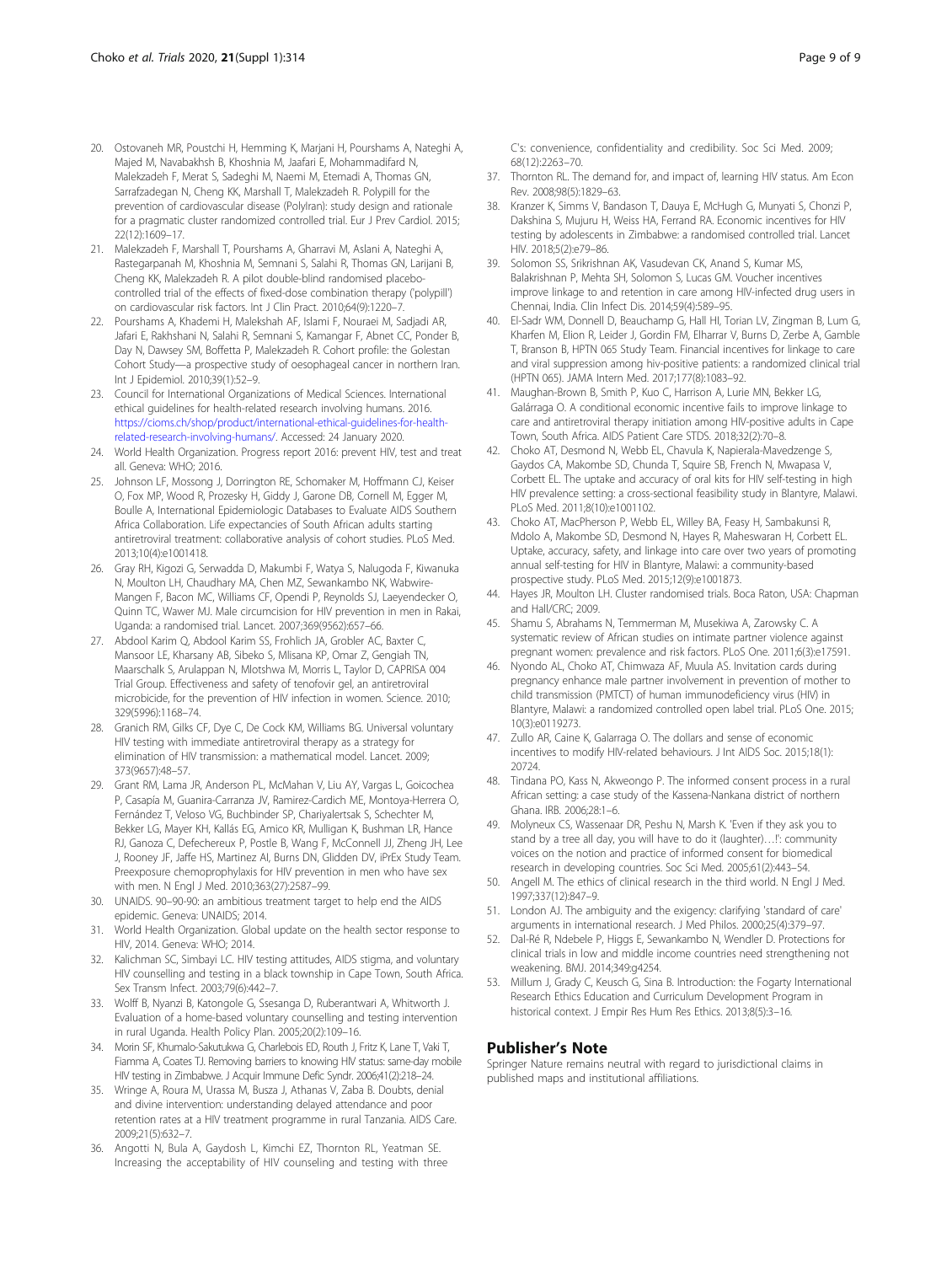20. Ostovaneh MR, Poustchi H, Hemming K, Marjani H, Pourshams A, Nateghi A, Majed M, Navabakhsh B, Khoshnia M, Jaafari E, Mohammadifard N, Malekzadeh F, Merat S, Sadeghi M, Naemi M, Etemadi A, Thomas GN, Sarrafzadegan N, Cheng KK, Marshall T, Malekzadeh R. Polypill for the prevention of cardiovascular disease (PolyIran): study design and rationale for a pragmatic cluster randomized controlled trial. Eur J Prev Cardiol. 2015; 22(12):1609–17.
21. Malekzadeh F, Marshall T, Pourshams A, Gharravi M, Aslani A, Nateghi A, Rastegarpanah M, Khoshnia M, Semnani S, Salahi R, Thomas GN, Larijani B, Cheng KK, Malekzadeh R. A pilot double-blind randomised placebo-controlled trial of the effects of fixed-dose combination therapy ('polypill') on cardiovascular risk factors. Int J Clin Pract. 2010;64(9):1220–7.
22. Pourshams A, Khademi H, Malekshah AF, Islami F, Nouraei M, Sadjadi AR, Jafari E, Rakhshani N, Salahi R, Semnani S, Kamangar F, Abnet CC, Ponder B, Day N, Dawsey SM, Boffetta P, Malekzadeh R. Cohort profile: the Golestan Cohort Study—a prospective study of oesophageal cancer in northern Iran. Int J Epidemiol. 2010;39(1):52–9.
23. Council for International Organizations of Medical Sciences. International ethical guidelines for health-related research involving humans. 2016. https://cioms.ch/shop/product/international-ethical-guidelines-for-health-related-research-involving-humans/. Accessed: 24 January 2020.
24. World Health Organization. Progress report 2016: prevent HIV, test and treat all. Geneva: WHO; 2016.
25. Johnson LF, Mossong J, Dorrington RE, Schomaker M, Hoffmann CJ, Keiser O, Fox MP, Wood R, Prozesky H, Giddy J, Garone DB, Cornell M, Egger M, Boulle A, International Epidemiologic Databases to Evaluate AIDS Southern Africa Collaboration. Life expectancies of South African adults starting antiretroviral treatment: collaborative analysis of cohort studies. PLoS Med. 2013;10(4):e1001418.
26. Gray RH, Kigozi G, Serwadda D, Makumbi F, Watya S, Nalugoda F, Kiwanuka N, Moulton LH, Chaudhary MA, Chen MZ, Sewankambo NK, Wabwire-Mangen F, Bacon MC, Williams CF, Opendi P, Reynolds SJ, Laeyendecker O, Quinn TC, Wawer MJ. Male circumcision for HIV prevention in men in Rakai, Uganda: a randomised trial. Lancet. 2007;369(9562):657–66.
27. Abdool Karim Q, Abdool Karim SS, Frohlich JA, Grobler AC, Baxter C, Mansoor LE, Kharsany AB, Sibeko S, Mlisana KP, Omar Z, Gengiah TN, Maarschalk S, Arulappan N, Mlotshwa M, Morris L, Taylor D, CAPRISA 004 Trial Group. Effectiveness and safety of tenofovir gel, an antiretroviral microbicide, for the prevention of HIV infection in women. Science. 2010; 329(5996):1168–74.
28. Granich RM, Gilks CF, Dye C, De Cock KM, Williams BG. Universal voluntary HIV testing with immediate antiretroviral therapy as a strategy for elimination of HIV transmission: a mathematical model. Lancet. 2009; 373(9657):48–57.
29. Grant RM, Lama JR, Anderson PL, McMahan V, Liu AY, Vargas L, Goicochea P, Casapía M, Guanira-Carranza JV, Ramirez-Cardich ME, Montoya-Herrera O, Fernández T, Veloso VG, Buchbinder SP, Chariyalertsak S, Schechter M, Bekker LG, Mayer KH, Kallás EG, Amico KR, Mulligan K, Bushman LR, Hance RJ, Ganoza C, Defechereux P, Postle B, Wang F, McConnell JJ, Zheng JH, Lee J, Rooney JF, Jaffe HS, Martinez AI, Burns DN, Glidden DV, iPrEx Study Team. Preexposure chemoprophylaxis for HIV prevention in men who have sex with men. N Engl J Med. 2010;363(27):2587–99.
30. UNAIDS. 90–90-90: an ambitious treatment target to help end the AIDS epidemic. Geneva: UNAIDS; 2014.
31. World Health Organization. Global update on the health sector response to HIV, 2014. Geneva: WHO; 2014.
32. Kalichman SC, Simbayi LC. HIV testing attitudes, AIDS stigma, and voluntary HIV counselling and testing in a black township in Cape Town, South Africa. Sex Transm Infect. 2003;79(6):442–7.
33. Wolff B, Nyanzi B, Katongole G, Ssesanga D, Ruberantwari A, Whitworth J. Evaluation of a home-based voluntary counselling and testing intervention in rural Uganda. Health Policy Plan. 2005;20(2):109–16.
34. Morin SF, Khumalo-Sakutukwa G, Charlebois ED, Routh J, Fritz K, Lane T, Vaki T, Fiamma A, Coates TJ. Removing barriers to knowing HIV status: same-day mobile HIV testing in Zimbabwe. J Acquir Immune Defic Syndr. 2006;41(2):218–24.
35. Wringe A, Roura M, Urassa M, Busza J, Athanas V, Zaba B. Doubts, denial and divine intervention: understanding delayed attendance and poor retention rates at a HIV treatment programme in rural Tanzania. AIDS Care. 2009;21(5):632–7.
36. Angotti N, Bula A, Gaydosh L, Kimchi EZ, Thornton RL, Yeatman SE. Increasing the acceptability of HIV counseling and testing with three C's: convenience, confidentiality and credibility. Soc Sci Med. 2009; 68(12):2263–70.
37. Thornton RL. The demand for, and impact of, learning HIV status. Am Econ Rev. 2008;98(5):1829–63.
38. Kranzer K, Simms V, Bandason T, Dauya E, McHugh G, Munyati S, Chonzi P, Dakshina S, Mujuru H, Weiss HA, Ferrand RA. Economic incentives for HIV testing by adolescents in Zimbabwe: a randomised controlled trial. Lancet HIV. 2018;5(2):e79–86.
39. Solomon SS, Srikrishnan AK, Vasudevan CK, Anand S, Kumar MS, Balakrishnan P, Mehta SH, Solomon S, Lucas GM. Voucher incentives improve linkage to and retention in care among HIV-infected drug users in Chennai, India. Clin Infect Dis. 2014;59(4):589–95.
40. El-Sadr WM, Donnell D, Beauchamp G, Hall HI, Torian LV, Zingman B, Lum G, Kharfen M, Elion R, Leider J, Gordin FM, Elharrar V, Burns D, Zerbe A, Gamble T, Branson B, HPTN 065 Study Team. Financial incentives for linkage to care and viral suppression among hiv-positive patients: a randomized clinical trial (HPTN 065). JAMA Intern Med. 2017;177(8):1083–92.
41. Maughan-Brown B, Smith P, Kuo C, Harrison A, Lurie MN, Bekker LG, Galárraga O. A conditional economic incentive fails to improve linkage to care and antiretroviral therapy initiation among HIV-positive adults in Cape Town, South Africa. AIDS Patient Care STDS. 2018;32(2):70–8.
42. Choko AT, Desmond N, Webb EL, Chavula K, Napierala-Mavedzenge S, Gaydos CA, Makombe SD, Chunda T, Squire SB, French N, Mwapasa V, Corbett EL. The uptake and accuracy of oral kits for HIV self-testing in high HIV prevalence setting: a cross-sectional feasibility study in Blantyre, Malawi. PLoS Med. 2011;8(10):e1001102.
43. Choko AT, MacPherson P, Webb EL, Willey BA, Feasy H, Sambakunsi R, Mdolo A, Makombe SD, Desmond N, Hayes R, Maheswaran H, Corbett EL. Uptake, accuracy, safety, and linkage into care over two years of promoting annual self-testing for HIV in Blantyre, Malawi: a community-based prospective study. PLoS Med. 2015;12(9):e1001873.
44. Hayes JR, Moulton LH. Cluster randomised trials. Boca Raton, USA: Chapman and Hall/CRC; 2009.
45. Shamu S, Abrahams N, Temmerman M, Musekiwa A, Zarowsky C. A systematic review of African studies on intimate partner violence against pregnant women: prevalence and risk factors. PLoS One. 2011;6(3):e17591.
46. Nyondo AL, Choko AT, Chimwaza AF, Muula AS. Invitation cards during pregnancy enhance male partner involvement in prevention of mother to child transmission (PMTCT) of human immunodeficiency virus (HIV) in Blantyre, Malawi: a randomized controlled open label trial. PLoS One. 2015; 10(3):e0119273.
47. Zullo AR, Caine K, Galarraga O. The dollars and sense of economic incentives to modify HIV-related behaviours. J Int AIDS Soc. 2015;18(1): 20724.
48. Tindana PO, Kass N, Akweongo P. The informed consent process in a rural African setting: a case study of the Kassena-Nankana district of northern Ghana. IRB. 2006;28:1–6.
49. Molyneux CS, Wassenaar DR, Peshu N, Marsh K. 'Even if they ask you to stand by a tree all day, you will have to do it (laughter)…!': community voices on the notion and practice of informed consent for biomedical research in developing countries. Soc Sci Med. 2005;61(2):443–54.
50. Angell M. The ethics of clinical research in the third world. N Engl J Med. 1997;337(12):847–9.
51. London AJ. The ambiguity and the exigency: clarifying 'standard of care' arguments in international research. J Med Philos. 2000;25(4):379–97.
52. Dal-Ré R, Ndebele P, Higgs E, Sewankambo N, Wendler D. Protections for clinical trials in low and middle income countries need strengthening not weakening. BMJ. 2014;349:g4254.
53. Millum J, Grady C, Keusch G, Sina B. Introduction: the Fogarty International Research Ethics Education and Curriculum Development Program in historical context. J Empir Res Hum Res Ethics. 2013;8(5):3–16.

## Publisher's Note

Springer Nature remains neutral with regard to jurisdictional claims in published maps and institutional affiliations.